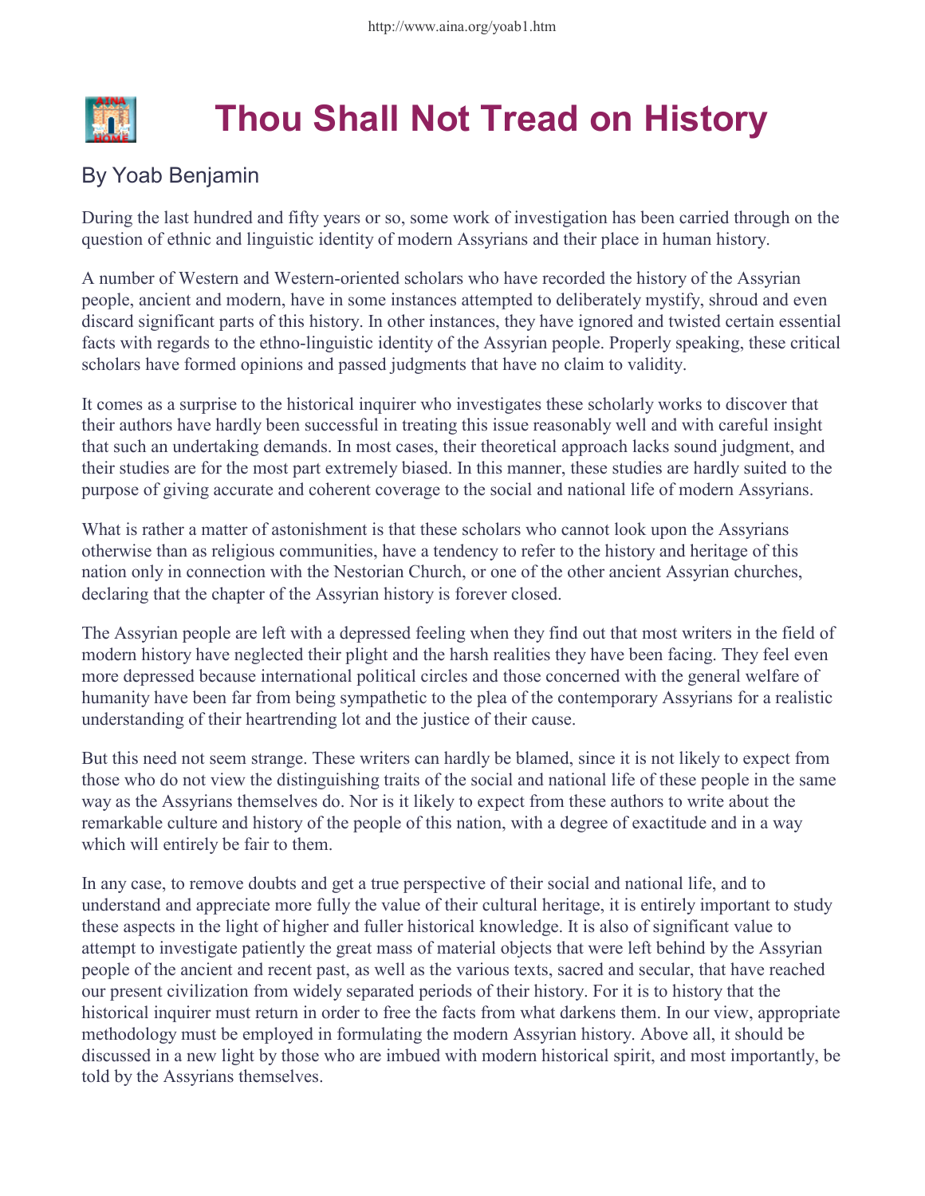# Thou Shall Not Tread on History

By Yoab Benjamin

During the last hundred and fifty years or so, some work of investigation has been carried through on the question of ethnic and linguistic identity of modern Assyrians and their place in human history.

A number of Western and Western-oriented scholars who have recorded the history of the Assyrian people, ancient and modern, have in some instances attempted to deliberately mystify, shroud and even discard significant parts of this history. In other instances, they have ignored and twisted certain essential facts with regards to the ethno-linguistic identity of the Assyrian people. Properly speaking, these critical scholars have formed opinions and passed judgments that have no claim to validity.

It comes as a surprise to the historical inquirer who investigates these scholarly works to discover that their authors have hardly been successful in treating this issue reasonably well and with careful insight that such an undertaking demands. In most cases, their theoretical approach lacks sound judgment, and their studies are for the most part extremely biased. In this manner, these studies are hardly suited to the purpose of giving accurate and coherent coverage to the social and national life of modern Assyrians.

What is rather a matter of astonishment is that these scholars who cannot look upon the Assyrians otherwise than as religious communities, have a tendency to refer to the history and heritage of this nation only in connection with the Nestorian Church, or one of the other ancient Assyrian churches, declaring that the chapter of the Assyrian history is forever closed.

The Assyrian people are left with a depressed feeling when they find out that most writers in the field of modern history have neglected their plight and the harsh realities they have been facing. They feel even more depressed because international political circles and those concerned with the general welfare of humanity have been far from being sympathetic to the plea of the contemporary Assyrians for a realistic understanding of their heartrending lot and the justice of their cause.

But this need not seem strange. These writers can hardly be blamed, since it is not likely to expect from those who do not view the distinguishing traits of the social and national life of these people in the same way as the Assyrians themselves do. Nor is it likely to expect from these authors to write about the remarkable culture and history of the people of this nation, with a degree of exactitude and in a way which will entirely be fair to them.

In any case, to remove doubts and get a true perspective of their social and national life, and to understand and appreciate more fully the value of their cultural heritage, it is entirely important to study these aspects in the light of higher and fuller historical knowledge. It is also of significant value to attempt to investigate patiently the great mass of material objects that were left behind by the Assyrian people of the ancient and recent past, as well as the various texts, sacred and secular, that have reached our present civilization from widely separated periods of their history. For it is to history that the historical inquirer must return in order to free the facts from what darkens them. In our view, appropriate methodology must be employed in formulating the modern Assyrian history. Above all, it should be discussed in a new light by those who are imbued with modern historical spirit, and most importantly, be told by the Assyrians themselves.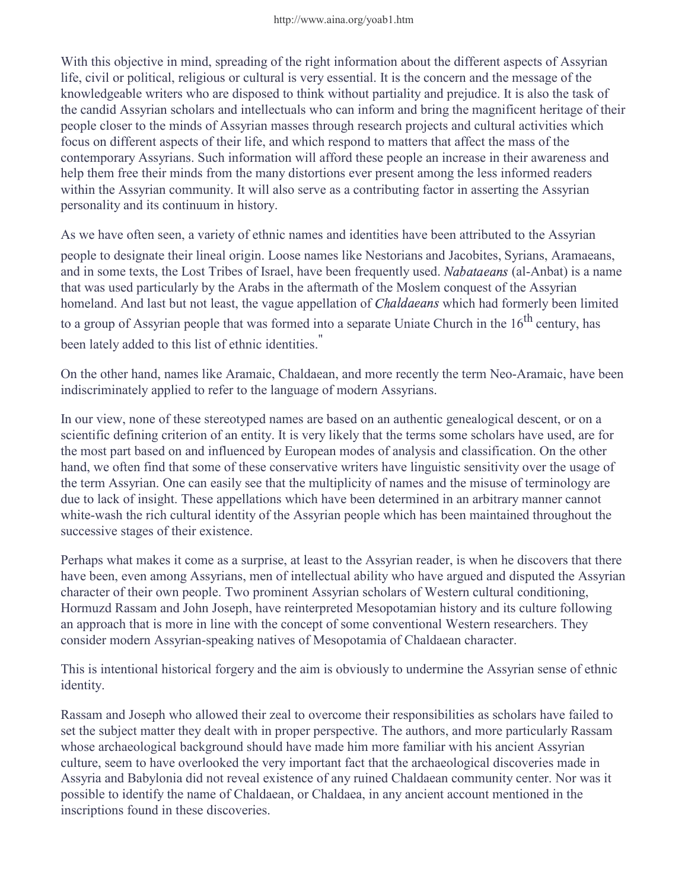With this objective in mind, spreading of the right information about the different aspects of Assyrian life, civil or political, religious or cultural is very essential. It is the concern and the message of the knowledgeable writers who are disposed to think without partiality and prejudice. It is also the task of the candid Assyrian scholars and intellectuals who can inform and bring the magnificent heritage of their people closer to the minds of Assyrian masses through research projects and cultural activities which focus on different aspects of their life, and which respond to matters that affect the mass of the contemporary Assyrians. Such information will afford these people an increase in their awareness and help them free their minds from the many distortions ever present among the less informed readers within the Assyrian community. It will also serve as a contributing factor in asserting the Assyrian personality and its continuum in history.

As we have often seen, a variety of ethnic names and identities have been attributed to the Assyrian people to designate their lineal origin. Loose names like Nestorians and Jacobites, Syrians, Aramaeans, and in some texts, the Lost Tribes of Israel, have been frequently used. *Nabataeans* (al-Anbat) is a name that was used particularly by the Arabs in the aftermath of the Moslem conquest of the Assyrian homeland. And last but not least, the vague appellation of *Chaldaeans* which had formerly been limited to a group of Assyrian people that was formed into a separate Uniate Church in the 16th century, has been lately added to this list of ethnic identities."

On the other hand, names like Aramaic, Chaldaean, and more recently the term Neo-Aramaic, have been indiscriminately applied to refer to the language of modern Assyrians.

In our view, none of these stereotyped names are based on an authentic genealogical descent, or on a scientific defining criterion of an entity. It is very likely that the terms some scholars have used, are for the most part based on and influenced by European modes of analysis and classification. On the other hand, we often find that some of these conservative writers have linguistic sensitivity over the usage of the term Assyrian. One can easily see that the multiplicity of names and the misuse of terminology are due to lack of insight. These appellations which have been determined in an arbitrary manner cannot white-wash the rich cultural identity of the Assyrian people which has been maintained throughout the successive stages of their existence.

Perhaps what makes it come as a surprise, at least to the Assyrian reader, is when he discovers that there have been, even among Assyrians, men of intellectual ability who have argued and disputed the Assyrian character of their own people. Two prominent Assyrian scholars of Western cultural conditioning, Hormuzd Rassam and John Joseph, have reinterpreted Mesopotamian history and its culture following an approach that is more in line with the concept of some conventional Western researchers. They consider modern Assyrian-speaking natives of Mesopotamia of Chaldaean character.

This is intentional historical forgery and the aim is obviously to undermine the Assyrian sense of ethnic identity.

Rassam and Joseph who allowed their zeal to overcome their responsibilities as scholars have failed to set the subject matter they dealt with in proper perspective. The authors, and more particularly Rassam whose archaeological background should have made him more familiar with his ancient Assyrian culture, seem to have overlooked the very important fact that the archaeological discoveries made in Assyria and Babylonia did not reveal existence of any ruined Chaldaean community center. Nor was it possible to identify the name of Chaldaean, or Chaldaea, in any ancient account mentioned in the inscriptions found in these discoveries.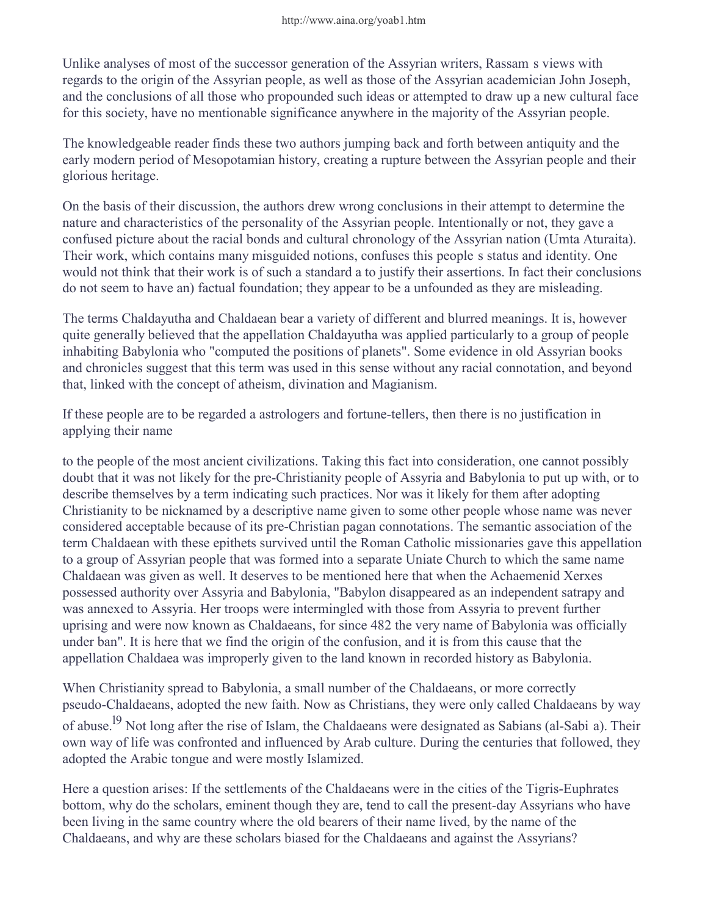Unlike analyses of most of the successor generation of the Assyrian writers, Rassam s views with regards to the origin of the Assyrian people, as well as those of the Assyrian academician John Joseph, and the conclusions of all those who propounded such ideas or attempted to draw up a new cultural face for this society, have no mentionable significance anywhere in the majority of the Assyrian people.

The knowledgeable reader finds these two authors jumping back and forth between antiquity and the early modern period of Mesopotamian history, creating a rupture between the Assyrian people and their glorious heritage.

On the basis of their discussion, the authors drew wrong conclusions in their attempt to determine the nature and characteristics of the personality of the Assyrian people. Intentionally or not, they gave a confused picture about the racial bonds and cultural chronology of the Assyrian nation (Umta Aturaita). Their work, which contains many misguided notions, confuses this people s status and identity. One would not think that their work is of such a standard a to justify their assertions. In fact their conclusions do not seem to have an) factual foundation; they appear to be a unfounded as they are misleading.

The terms Chaldayutha and Chaldaean bear a variety of different and blurred meanings. It is, however quite generally believed that the appellation Chaldayutha was applied particularly to a group of people inhabiting Babylonia who "computed the positions of planets". Some evidence in old Assyrian books and chronicles suggest that this term was used in this sense without any racial connotation, and beyond that, linked with the concept of atheism, divination and Magianism.

If these people are to be regarded a astrologers and fortune-tellers, then there is no justification in applying their name to the people of the most ancient civilizations. Taking this fact into consideration, one cannot possibly doubt that it was not likely for the pre-Christianity people of Assyria and Babylonia to put up with, or to describe themselves by a term indicating such practices. Nor was it likely for them after adopting Christianity to be nicknamed by a descriptive name given to some other people whose name was never considered acceptable because of its pre-Christian pagan connotations. The semantic association of the term Chaldaean with these epithets survived until the Roman Catholic missionaries gave this appellation to a group of Assyrian people that was formed into a separate Uniate Church to which the same name Chaldaean was given as well. It deserves to be mentioned here that when the Achaemenid Xerxes possessed authority over Assyria and Babylonia, "Babylon disappeared as an independent satrapy and was annexed to Assyria. Her troops were intermingled with those from Assyria to prevent further uprising and were now known as Chaldaeans, for since 482 the very name of Babylonia was officially under ban". It is here that we find the origin of the confusion, and it is from this cause that the appellation Chaldaea was improperly given to the land known in recorded history as Babylonia.

When Christianity spread to Babylonia, a small number of the Chaldaeans, or more correctly pseudo-Chaldaeans, adopted the new faith. Now as Christians, they were only called Chaldaeans by way of abuse.[19] Not long after the rise of Islam, the Chaldaeans were designated as Sabians (al-Sabi a). Their own way of life was confronted and influenced by Arab culture. During the centuries that followed, they adopted the Arabic tongue and were mostly Islamized.

Here a question arises: If the settlements of the Chaldaeans were in the cities of the Tigris-Euphrates bottom, why do the scholars, eminent though they are, tend to call the present-day Assyrians who have been living in the same country where the old bearers of their name lived, by the name of the Chaldaeans, and why are these scholars biased for the Chaldaeans and against the Assyrians?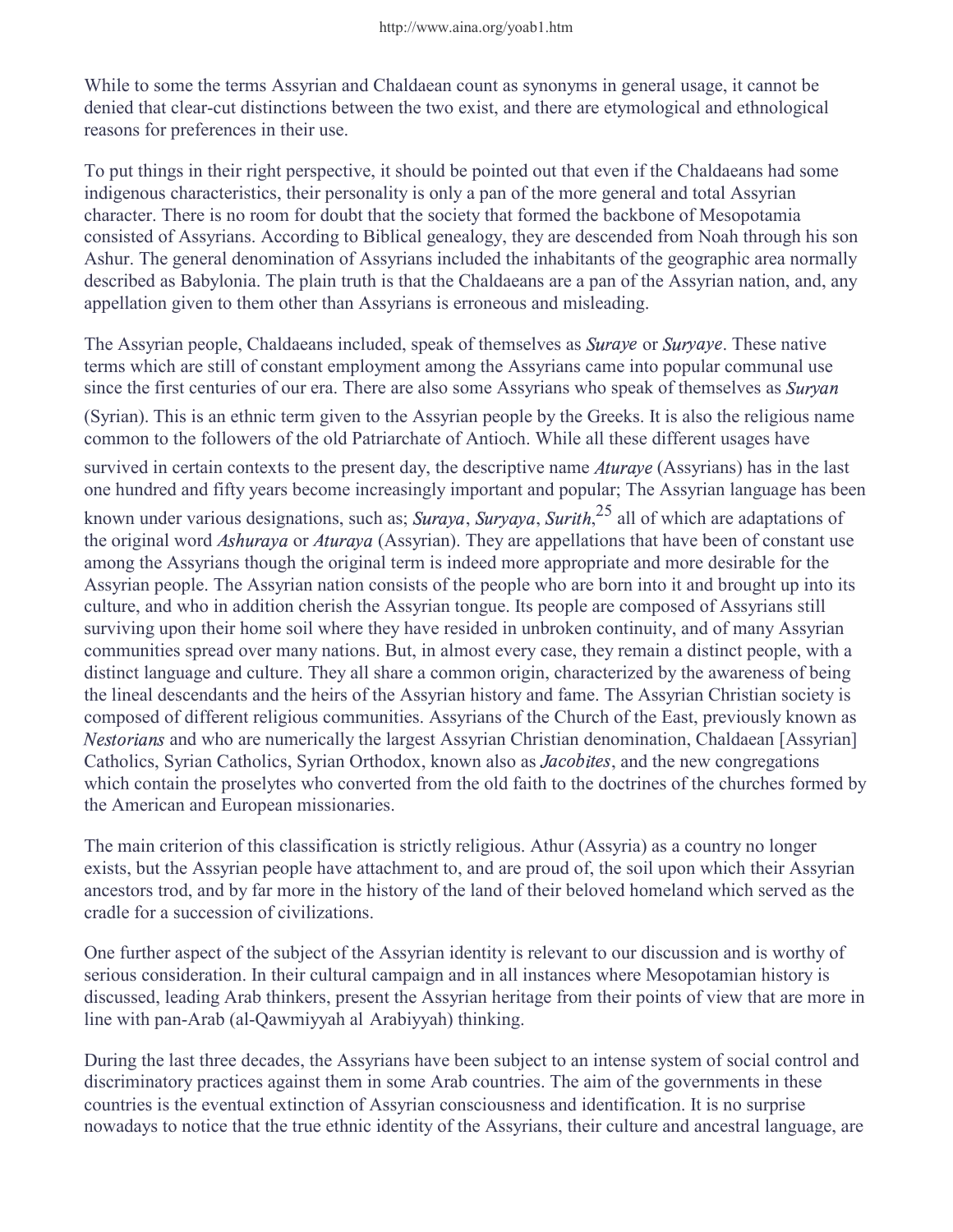While to some the terms Assyrian and Chaldaean count as synonyms in general usage, it cannot be denied that clear-cut distinctions between the two exist, and there are etymological and ethnological reasons for preferences in their use.

To put things in their right perspective, it should be pointed out that even if the Chaldaeans had some indigenous characteristics, their personality is only a pan of the more general and total Assyrian character. There is no room for doubt that the society that formed the backbone of Mesopotamia consisted of Assyrians. According to Biblical genealogy, they are descended from Noah through his son Ashur. The general denomination of Assyrians included the inhabitants of the geographic area normally described as Babylonia. The plain truth is that the Chaldaeans are a pan of the Assyrian nation, and, any appellation given to them other than Assyrians is erroneous and misleading.

The Assyrian people, Chaldaeans included, speak of themselves as *Suraye* or *Suryaye*. These native terms which are still of constant employment among the Assyrians came into popular communal use since the first centuries of our era. There are also some Assyrians who speak of themselves as *Suryan* (Syrian). This is an ethnic term given to the Assyrian people by the Greeks. It is also the religious name common to the followers of the old Patriarchate of Antioch. While all these different usages have survived in certain contexts to the present day, the descriptive name *Aturaye* (Assyrians) has in the last one hundred and fifty years become increasingly important and popular; The Assyrian language has been known under various designations, such as; *Suraya*, *Suryaya*, *Surith*,[25] all of which are adaptations of the original word *Ashuraya* or *Aturaya* (Assyrian). They are appellations that have been of constant use among the Assyrians though the original term is indeed more appropriate and more desirable for the Assyrian people. The Assyrian nation consists of the people who are born into it and brought up into its culture, and who in addition cherish the Assyrian tongue. Its people are composed of Assyrians still surviving upon their home soil where they have resided in unbroken continuity, and of many Assyrian communities spread over many nations. But, in almost every case, they remain a distinct people, with a distinct language and culture. They all share a common origin, characterized by the awareness of being the lineal descendants and the heirs of the Assyrian history and fame. The Assyrian Christian society is composed of different religious communities. Assyrians of the Church of the East, previously known as *Nestorians* and who are numerically the largest Assyrian Christian denomination, Chaldaean [Assyrian] Catholics, Syrian Catholics, Syrian Orthodox, known also as *Jacobites*, and the new congregations which contain the proselytes who converted from the old faith to the doctrines of the churches formed by the American and European missionaries.

The main criterion of this classification is strictly religious. Athur (Assyria) as a country no longer exists, but the Assyrian people have attachment to, and are proud of, the soil upon which their Assyrian ancestors trod, and by far more in the history of the land of their beloved homeland which served as the cradle for a succession of civilizations.

One further aspect of the subject of the Assyrian identity is relevant to our discussion and is worthy of serious consideration. In their cultural campaign and in all instances where Mesopotamian history is discussed, leading Arab thinkers, present the Assyrian heritage from their points of view that are more in line with pan-Arab (al-Qawmiyyah al Arabiyyah) thinking.

During the last three decades, the Assyrians have been subject to an intense system of social control and discriminatory practices against them in some Arab countries. The aim of the governments in these countries is the eventual extinction of Assyrian consciousness and identification. It is no surprise nowadays to notice that the true ethnic identity of the Assyrians, their culture and ancestral language, are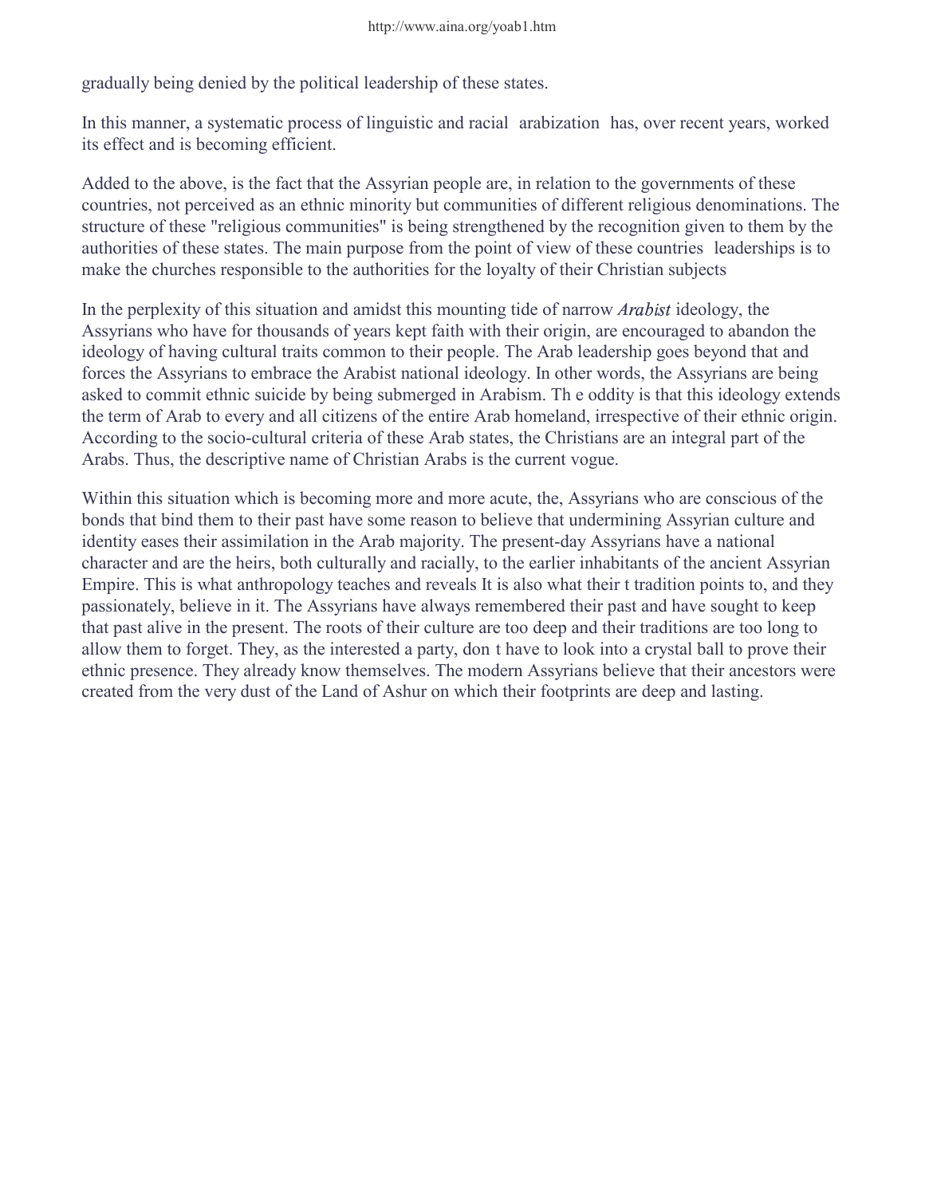gradually being denied by the political leadership of these states.

In this manner, a systematic process of linguistic and racial arabization has, over recent years, worked its effect and is becoming efficient.

Added to the above, is the fact that the Assyrian people are, in relation to the governments of these countries, not perceived as an ethnic minority but communities of different religious denominations. The structure of these "religious communities" is being strengthened by the recognition given to them by the authorities of these states. The main purpose from the point of view of these countries leaderships is to make the churches responsible to the authorities for the loyalty of their Christian subjects

In the perplexity of this situation and amidst this mounting tide of narrow *Arabist* ideology, the Assyrians who have for thousands of years kept faith with their origin, are encouraged to abandon the ideology of having cultural traits common to their people. The Arab leadership goes beyond that and forces the Assyrians to embrace the Arabist national ideology. In other words, the Assyrians are being asked to commit ethnic suicide by being submerged in Arabism. Th e oddity is that this ideology extends the term of Arab to every and all citizens of the entire Arab homeland, irrespective of their ethnic origin. According to the socio-cultural criteria of these Arab states, the Christians are an integral part of the Arabs. Thus, the descriptive name of Christian Arabs is the current vogue.

Within this situation which is becoming more and more acute, the, Assyrians who are conscious of the bonds that bind them to their past have some reason to believe that undermining Assyrian culture and identity eases their assimilation in the Arab majority. The present-day Assyrians have a national character and are the heirs, both culturally and racially, to the earlier inhabitants of the ancient Assyrian Empire. This is what anthropology teaches and reveals It is also what their t tradition points to, and they passionately, believe in it. The Assyrians have always remembered their past and have sought to keep that past alive in the present. The roots of their culture are too deep and their traditions are too long to allow them to forget. They, as the interested a party, don t have to look into a crystal ball to prove their ethnic presence. They already know themselves. The modern Assyrians believe that their ancestors were created from the very dust of the Land of Ashur on which their footprints are deep and lasting.